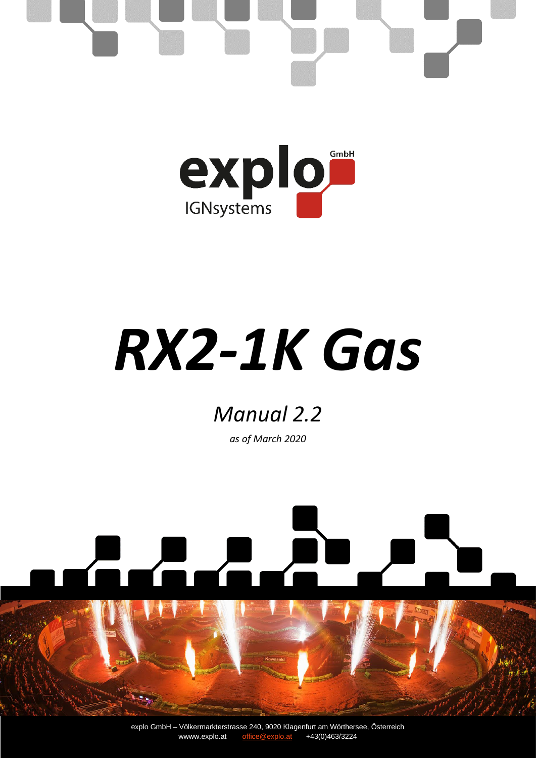explo GmbH

IGNsystems

# *RX2-1K Gas*

## *Manual 2.2*

*as of March 2020*

explo GmbH – Völkermarkterstrasse 240, 9020 Klagenfurt am Wörthersee, Österreich
wwww.explo.at office@explo.at +43(0)463/3224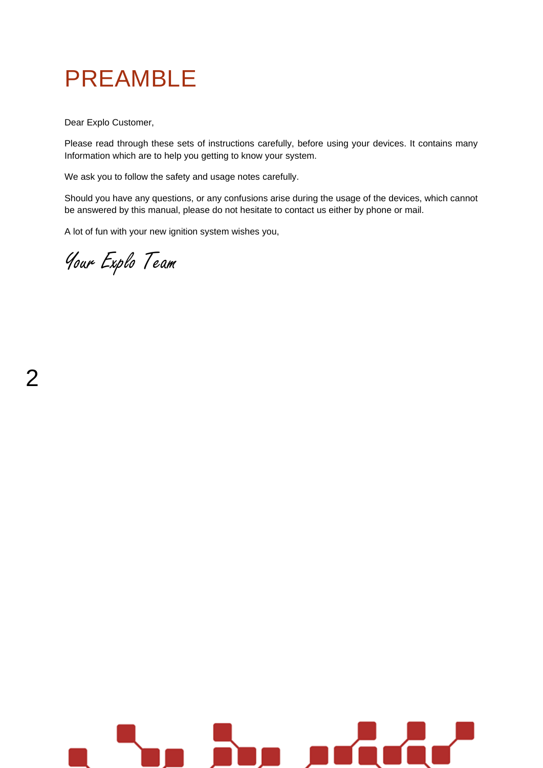# PREAMBLE

Dear Explo Customer,

Please read through these sets of instructions carefully, before using your devices. It contains many Information which are to help you getting to know your system.

We ask you to follow the safety and usage notes carefully.

Should you have any questions, or any confusions arise during the usage of the devices, which cannot be answered by this manual, please do not hesitate to contact us either by phone or mail.

A lot of fun with your new ignition system wishes you,

*Your Explo Team*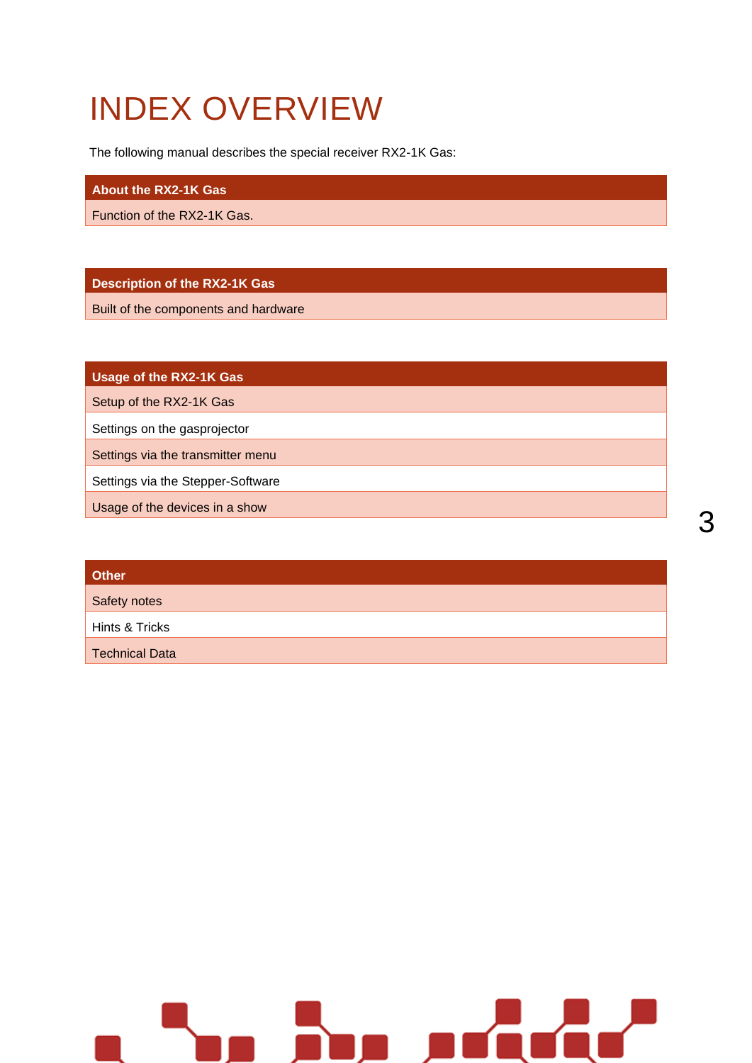# INDEX OVERVIEW

The following manual describes the special receiver RX2-1K Gas:

| About the RX2-1K Gas |
|---|
| Function of the RX2-1K Gas. |

| Description of the RX2-1K Gas |
|---|
| Built of the components and hardware |

| Usage of the RX2-1K Gas |
|---|
| Setup of the RX2-1K Gas |
| Settings on the gasprojector |
| Settings via the transmitter menu |
| Settings via the Stepper-Software |
| Usage of the devices in a show |

| Other |
|---|
| Safety notes |
| Hints & Tricks |
| Technical Data |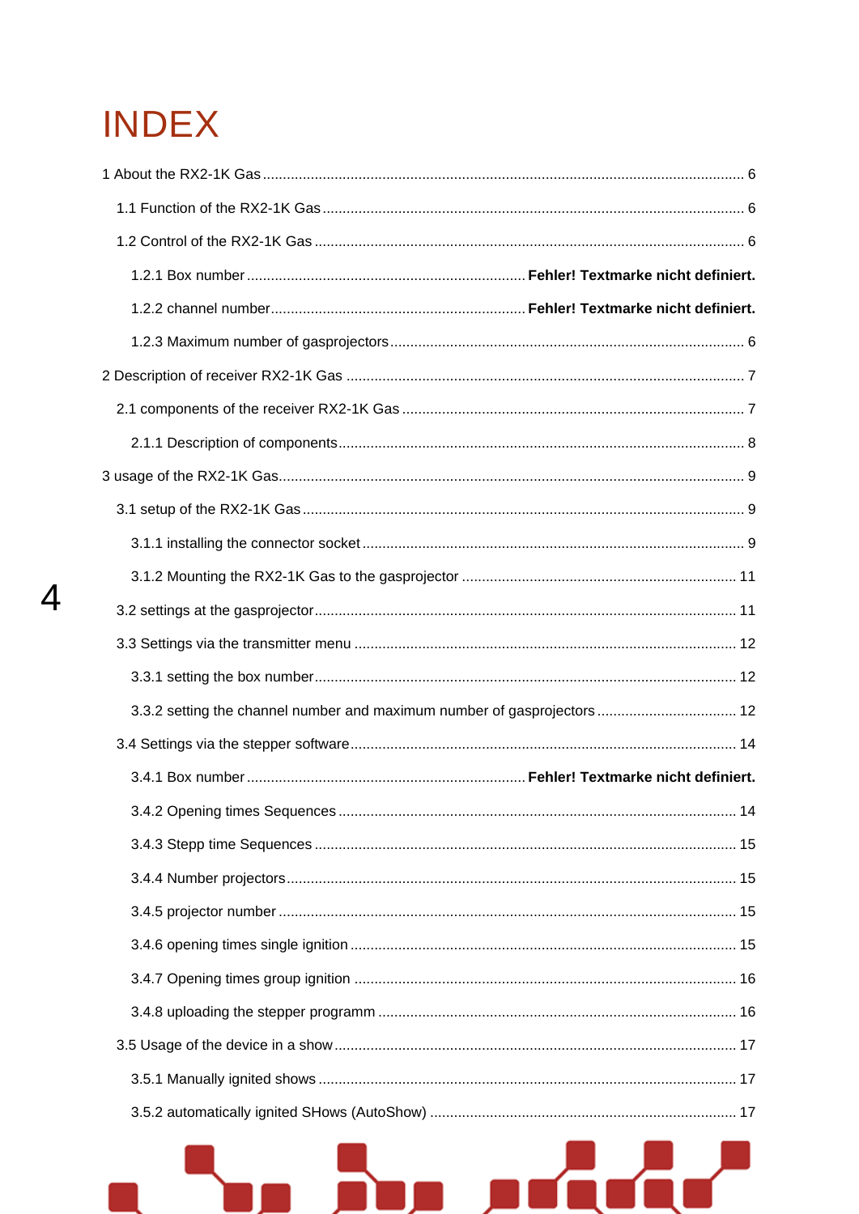# INDEX

1 About the RX2-1K Gas ........................................................................................................ 6

1.1 Function of the RX2-1K Gas ......................................................................................... 6

1.2 Control of the RX2-1K Gas ........................................................................................... 6

1.2.1 Box number ..................................................................... **Fehler! Textmarke nicht definiert.**

1.2.2 channel number................................................................ **Fehler! Textmarke nicht definiert.**

1.2.3 Maximum number of gasprojectors ........................................................................ 6

2 Description of receiver RX2-1K Gas .................................................................................. 7

2.1 components of the receiver RX2-1K Gas ..................................................................... 7

2.1.1 Description of components..................................................................................... 8

3 usage of the RX2-1K Gas.................................................................................................... 9

3.1 setup of the RX2-1K Gas ............................................................................................. 9

3.1.1 installing the connector socket ............................................................................... 9

3.1.2 Mounting the RX2-1K Gas to the gasprojector .................................................... 11

3.2 settings at the gasprojector......................................................................................... 11

3.3 Settings via the transmitter menu ............................................................................... 12

3.3.1 setting the box number......................................................................................... 12

3.3.2 setting the channel number and maximum number of gasprojectors ................... 12

3.4 Settings via the stepper software................................................................................ 14

3.4.1 Box number ..................................................................... **Fehler! Textmarke nicht definiert.**

3.4.2 Opening times Sequences ................................................................................... 14

3.4.3 Stepp time Sequences ......................................................................................... 15

3.4.4 Number projectors................................................................................................ 15

3.4.5 projector number .................................................................................................. 15

3.4.6 opening times single ignition ................................................................................ 15

3.4.7 Opening times group ignition ............................................................................... 16

3.4.8 uploading the stepper programm ......................................................................... 16

3.5 Usage of the device in a show.................................................................................... 17

3.5.1 Manually ignited shows ........................................................................................ 17

3.5.2 automatically ignited SHows (AutoShow) ............................................................ 17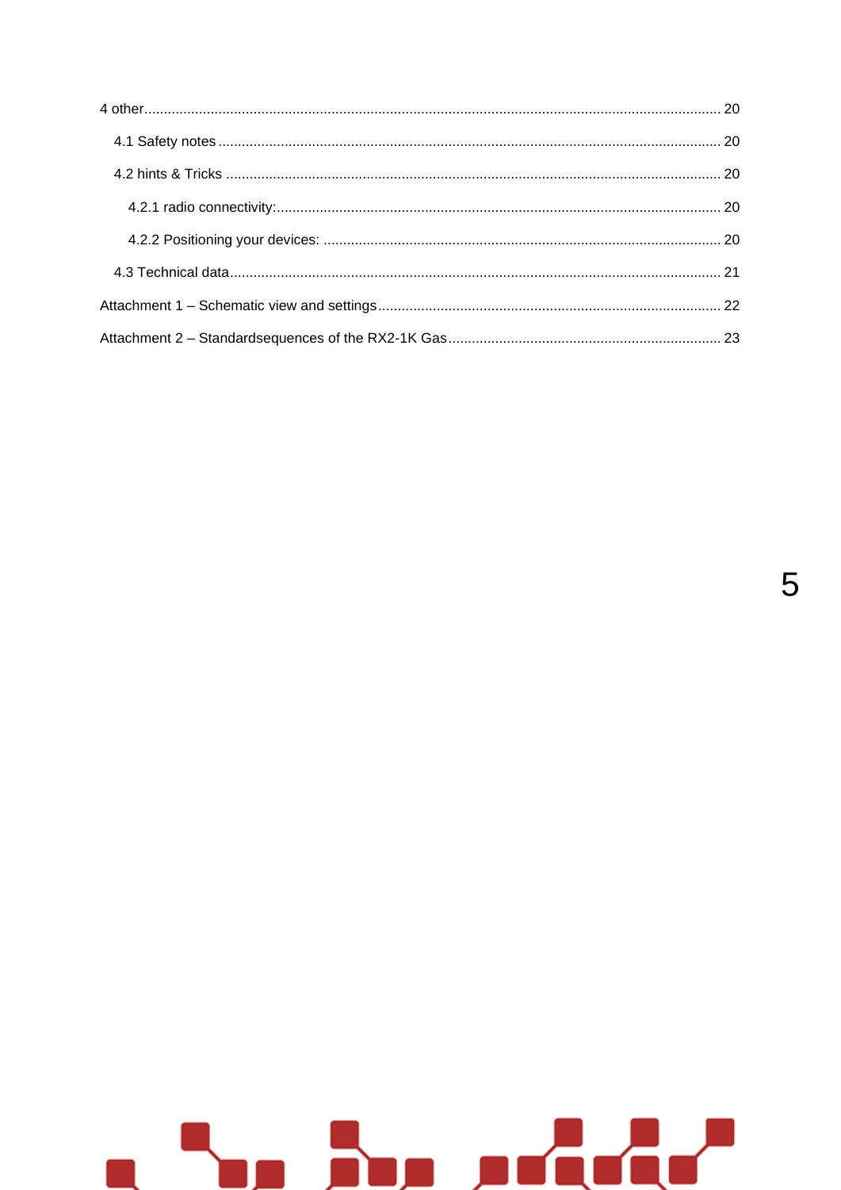4 other ........................................................................................................................................ 20

4.1 Safety notes ........................................................................................................................ 20

4.2 hints & Tricks ...................................................................................................................... 20

4.2.1 radio connectivity: ........................................................................................................ 20

4.2.2 Positioning your devices: ............................................................................................ 20

4.3 Technical data ...................................................................................................................... 21

Attachment 1 – Schematic view and settings ........................................................................ 22

Attachment 2 – Standardsequences of the RX2-1K Gas ....................................................... 23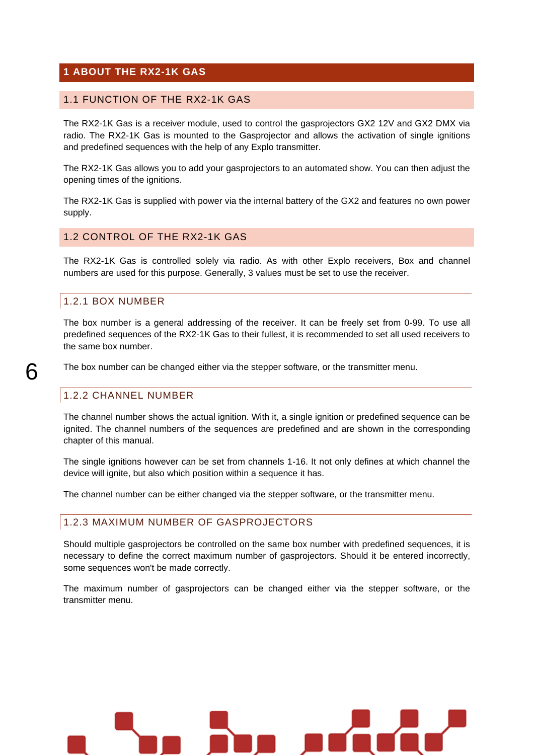# 1 ABOUT THE RX2-1K GAS

## 1.1 FUNCTION OF THE RX2-1K GAS

The RX2-1K Gas is a receiver module, used to control the gasprojectors GX2 12V and GX2 DMX via radio. The RX2-1K Gas is mounted to the Gasprojector and allows the activation of single ignitions and predefined sequences with the help of any Explo transmitter.

The RX2-1K Gas allows you to add your gasprojectors to an automated show. You can then adjust the opening times of the ignitions.

The RX2-1K Gas is supplied with power via the internal battery of the GX2 and features no own power supply.

## 1.2 CONTROL OF THE RX2-1K GAS

The RX2-1K Gas is controlled solely via radio. As with other Explo receivers, Box and channel numbers are used for this purpose. Generally, 3 values must be set to use the receiver.

### 1.2.1 BOX NUMBER

The box number is a general addressing of the receiver. It can be freely set from 0-99. To use all predefined sequences of the RX2-1K Gas to their fullest, it is recommended to set all used receivers to the same box number.

The box number can be changed either via the stepper software, or the transmitter menu.

### 1.2.2 CHANNEL NUMBER

The channel number shows the actual ignition. With it, a single ignition or predefined sequence can be ignited. The channel numbers of the sequences are predefined and are shown in the corresponding chapter of this manual.

The single ignitions however can be set from channels 1-16. It not only defines at which channel the device will ignite, but also which position within a sequence it has.

The channel number can be either changed via the stepper software, or the transmitter menu.

### 1.2.3 MAXIMUM NUMBER OF GASPROJECTORS

Should multiple gasprojectors be controlled on the same box number with predefined sequences, it is necessary to define the correct maximum number of gasprojectors. Should it be entered incorrectly, some sequences won't be made correctly.

The maximum number of gasprojectors can be changed either via the stepper software, or the transmitter menu.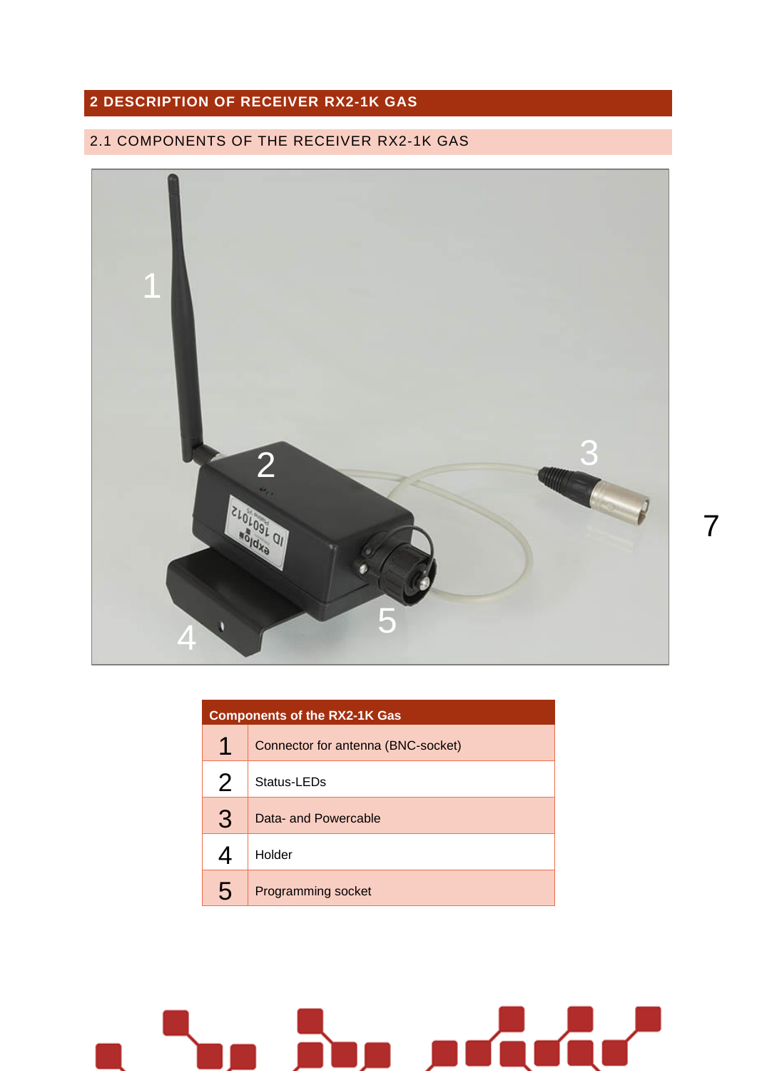# 2 DESCRIPTION OF RECEIVER RX2-1K GAS

## 2.1 COMPONENTS OF THE RECEIVER RX2-1K GAS

| Components of the RX2-1K Gas | |
|---|---|
| 1 | Connector for antenna (BNC-socket) |
| 2 | Status-LEDs |
| 3 | Data- and Powercable |
| 4 | Holder |
| 5 | Programming socket |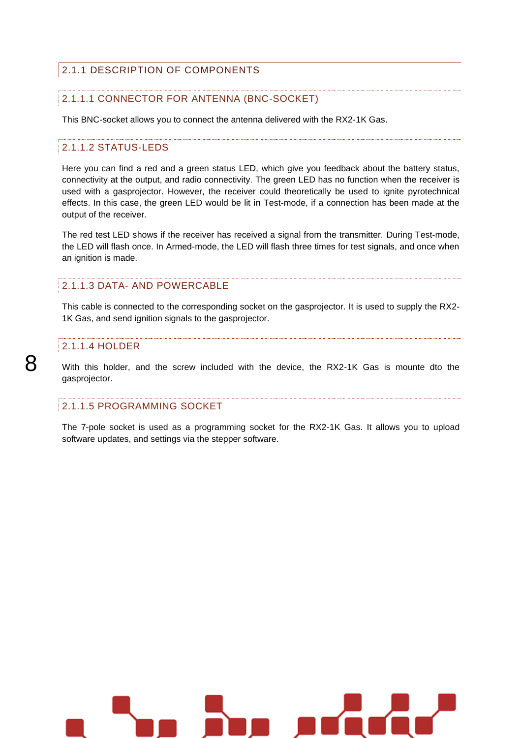### 2.1.1 DESCRIPTION OF COMPONENTS

#### 2.1.1.1 CONNECTOR FOR ANTENNA (BNC-SOCKET)

This BNC-socket allows you to connect the antenna delivered with the RX2-1K Gas.

#### 2.1.1.2 STATUS-LEDS

Here you can find a red and a green status LED, which give you feedback about the battery status, connectivity at the output, and radio connectivity. The green LED has no function when the receiver is used with a gasprojector. However, the receiver could theoretically be used to ignite pyrotechnical effects. In this case, the green LED would be lit in Test-mode, if a connection has been made at the output of the receiver.

The red test LED shows if the receiver has received a signal from the transmitter. During Test-mode, the LED will flash once. In Armed-mode, the LED will flash three times for test signals, and once when an ignition is made.

#### 2.1.1.3 DATA- AND POWERCABLE

This cable is connected to the corresponding socket on the gasprojector. It is used to supply the RX2-1K Gas, and send ignition signals to the gasprojector.

#### 2.1.1.4 HOLDER

With this holder, and the screw included with the device, the RX2-1K Gas is mounte dto the gasprojector.

#### 2.1.1.5 PROGRAMMING SOCKET

The 7-pole socket is used as a programming socket for the RX2-1K Gas. It allows you to upload software updates, and settings via the stepper software.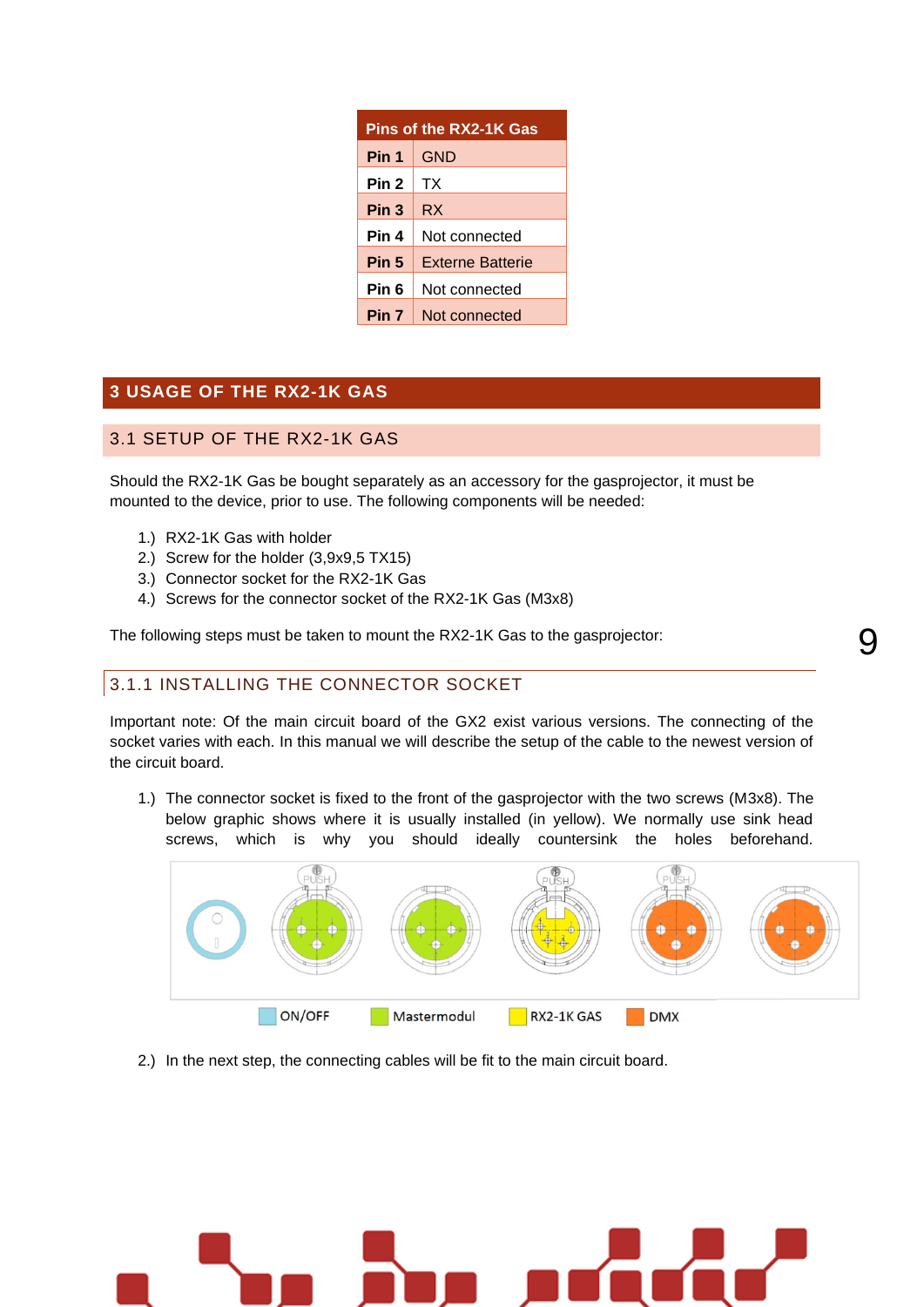| Pins of the RX2-1K Gas | |
|---|---|
| **Pin 1** | GND |
| **Pin 2** | TX |
| **Pin 3** | RX |
| **Pin 4** | Not connected |
| **Pin 5** | Externe Batterie |
| **Pin 6** | Not connected |
| **Pin 7** | Not connected |

# 3 USAGE OF THE RX2-1K GAS

## 3.1 SETUP OF THE RX2-1K GAS

Should the RX2-1K Gas be bought separately as an accessory for the gasprojector, it must be mounted to the device, prior to use. The following components will be needed:

1.) RX2-1K Gas with holder
2.) Screw for the holder (3,9x9,5 TX15)
3.) Connector socket for the RX2-1K Gas
4.) Screws for the connector socket of the RX2-1K Gas (M3x8)

The following steps must be taken to mount the RX2-1K Gas to the gasprojector:

### 3.1.1 INSTALLING THE CONNECTOR SOCKET

Important note: Of the main circuit board of the GX2 exist various versions. The connecting of the socket varies with each. In this manual we will describe the setup of the cable to the newest version of the circuit board.

1.) The connector socket is fixed to the front of the gasprojector with the two screws (M3x8). The below graphic shows where it is usually installed (in yellow). We normally use sink head screws, which is why you should ideally countersink the holes beforehand.

ON/OFF   Mastermodul   RX2-1K GAS   DMX

2.) In the next step, the connecting cables will be fit to the main circuit board.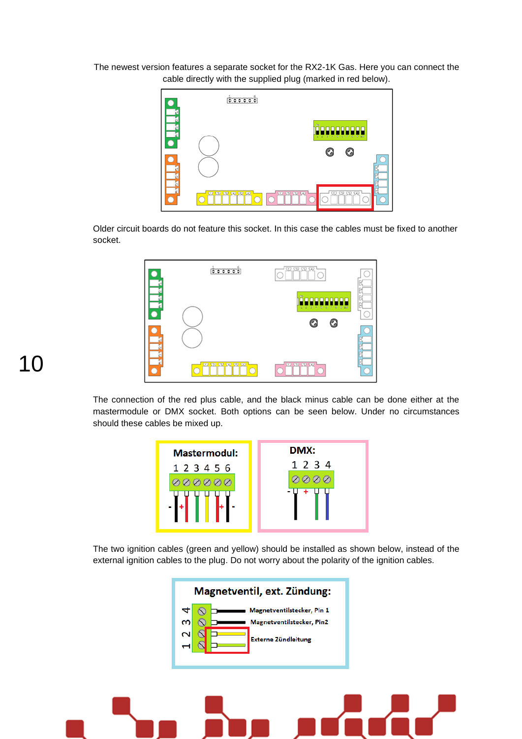The newest version features a separate socket for the RX2-1K Gas. Here you can connect the cable directly with the supplied plug (marked in red below).

Older circuit boards do not feature this socket. In this case the cables must be fixed to another socket.

The connection of the red plus cable, and the black minus cable can be done either at the mastermodule or DMX socket. Both options can be seen below. Under no circumstances should these cables be mixed up.

Mastermodul:

1 2 3 4 5 6

DMX:

1 2 3 4

The two ignition cables (green and yellow) should be installed as shown below, instead of the external ignition cables to the plug. Do not worry about the polarity of the ignition cables.

Magnetventil, ext. Zündung:

Magnetventilstecker, Pin 1

Magnetventilstecker, Pin2

Externe Zündleitung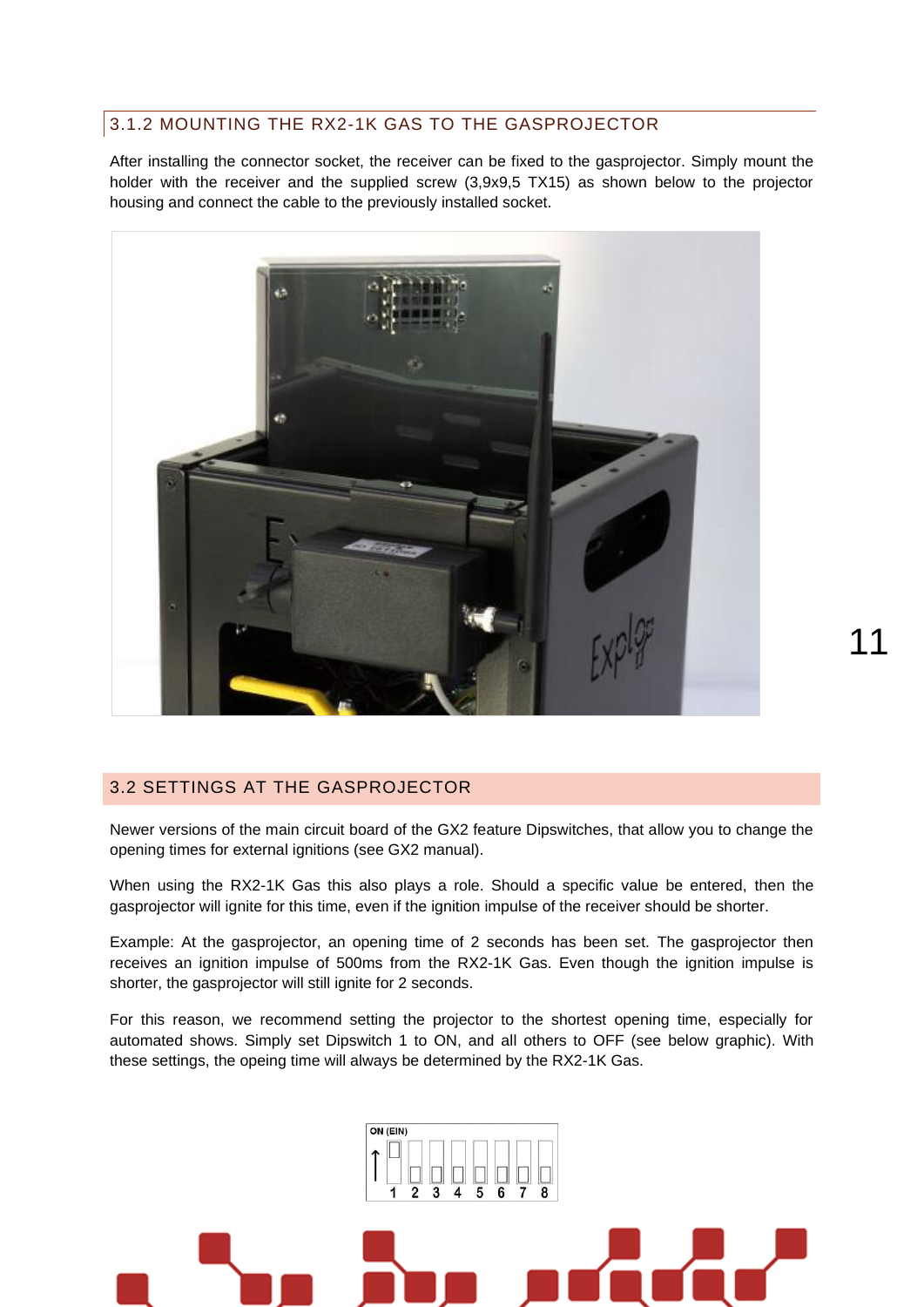### 3.1.2 MOUNTING THE RX2-1K GAS TO THE GASPROJECTOR

After installing the connector socket, the receiver can be fixed to the gasprojector. Simply mount the holder with the receiver and the supplied screw (3,9x9,5 TX15) as shown below to the projector housing and connect the cable to the previously installed socket.

## 3.2 SETTINGS AT THE GASPROJECTOR

Newer versions of the main circuit board of the GX2 feature Dipswitches, that allow you to change the opening times for external ignitions (see GX2 manual).

When using the RX2-1K Gas this also plays a role. Should a specific value be entered, then the gasprojector will ignite for this time, even if the ignition impulse of the receiver should be shorter.

Example: At the gasprojector, an opening time of 2 seconds has been set. The gasprojector then receives an ignition impulse of 500ms from the RX2-1K Gas. Even though the ignition impulse is shorter, the gasprojector will still ignite for 2 seconds.

For this reason, we recommend setting the projector to the shortest opening time, especially for automated shows. Simply set Dipswitch 1 to ON, and all others to OFF (see below graphic). With these settings, the opeing time will always be determined by the RX2-1K Gas.

ON (EIN)

1 2 3 4 5 6 7 8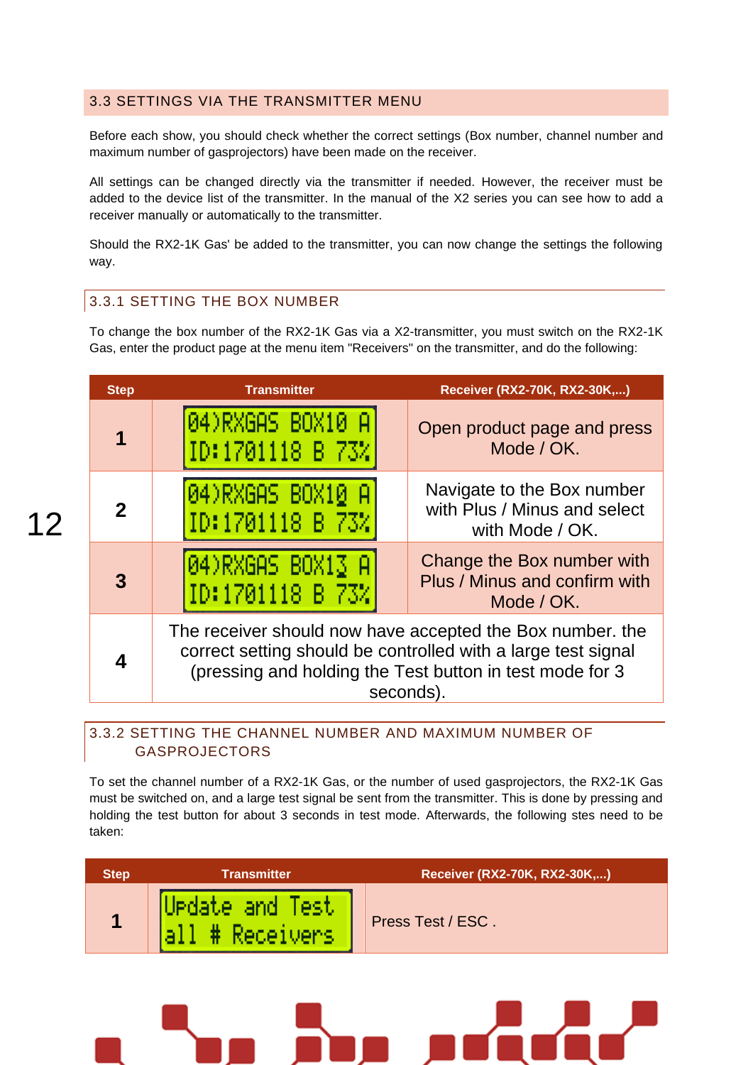## 3.3 SETTINGS VIA THE TRANSMITTER MENU

Before each show, you should check whether the correct settings (Box number, channel number and maximum number of gasprojectors) have been made on the receiver.

All settings can be changed directly via the transmitter if needed. However, the receiver must be added to the device list of the transmitter. In the manual of the X2 series you can see how to add a receiver manually or automatically to the transmitter.

Should the RX2-1K Gas' be added to the transmitter, you can now change the settings the following way.

### 3.3.1 SETTING THE BOX NUMBER

To change the box number of the RX2-1K Gas via a X2-transmitter, you must switch on the RX2-1K Gas, enter the product page at the menu item "Receivers" on the transmitter, and do the following:

| Step | Transmitter | Receiver (RX2-70K, RX2-30K,...) |
|---|---|---|
| 1 | 04)RXGAS BOX10 A<br>ID:1701118 B 73% | Open product page and press Mode / OK. |
| 2 | 04)RXGAS BOX10 A<br>ID:1701118 B 73% | Navigate to the Box number with Plus / Minus and select with Mode / OK. |
| 3 | 04)RXGAS BOX13 A<br>ID:1701118 B 73% | Change the Box number with Plus / Minus and confirm with Mode / OK. |
| 4 | The receiver should now have accepted the Box number. the correct setting should be controlled with a large test signal (pressing and holding the Test button in test mode for 3 seconds). | |

### 3.3.2 SETTING THE CHANNEL NUMBER AND MAXIMUM NUMBER OF GASPROJECTORS

To set the channel number of a RX2-1K Gas, or the number of used gasprojectors, the RX2-1K Gas must be switched on, and a large test signal be sent from the transmitter. This is done by pressing and holding the test button for about 3 seconds in test mode. Afterwards, the following stes need to be taken:

| Step | Transmitter | Receiver (RX2-70K, RX2-30K,...) |
|---|---|---|
| 1 | Update and Test<br>all # Receivers | Press Test / ESC . |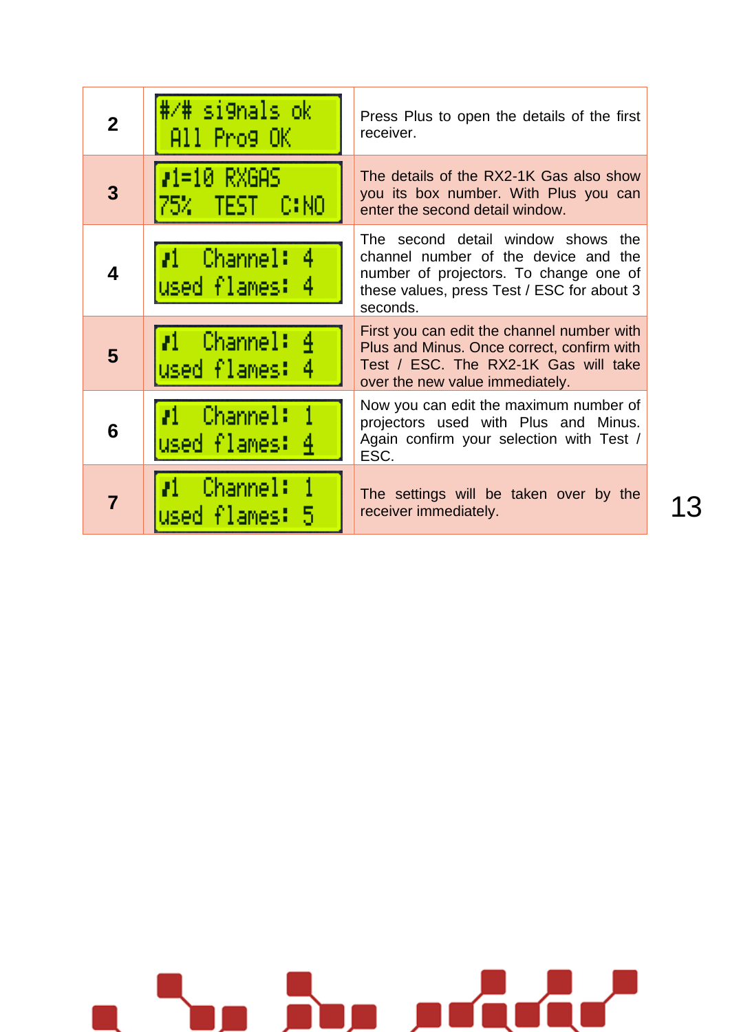| 2 | #/# signals ok<br>All Prog OK | Press Plus to open the details of the first receiver. |
|---|---|---|
| 3 | #1=10 RXGAS<br>75% TEST C:NO | The details of the RX2-1K Gas also show you its box number. With Plus you can enter the second detail window. |
| 4 | #1 Channel: 4<br>used flames: 4 | The second detail window shows the channel number of the device and the number of projectors. To change one of these values, press Test / ESC for about 3 seconds. |
| 5 | #1 Channel: 4<br>used flames: 4 | First you can edit the channel number with Plus and Minus. Once correct, confirm with Test / ESC. The RX2-1K Gas will take over the new value immediately. |
| 6 | #1 Channel: 1<br>used flames: 4 | Now you can edit the maximum number of projectors used with Plus and Minus. Again confirm your selection with Test / ESC. |
| 7 | #1 Channel: 1<br>used flames: 5 | The settings will be taken over by the receiver immediately. |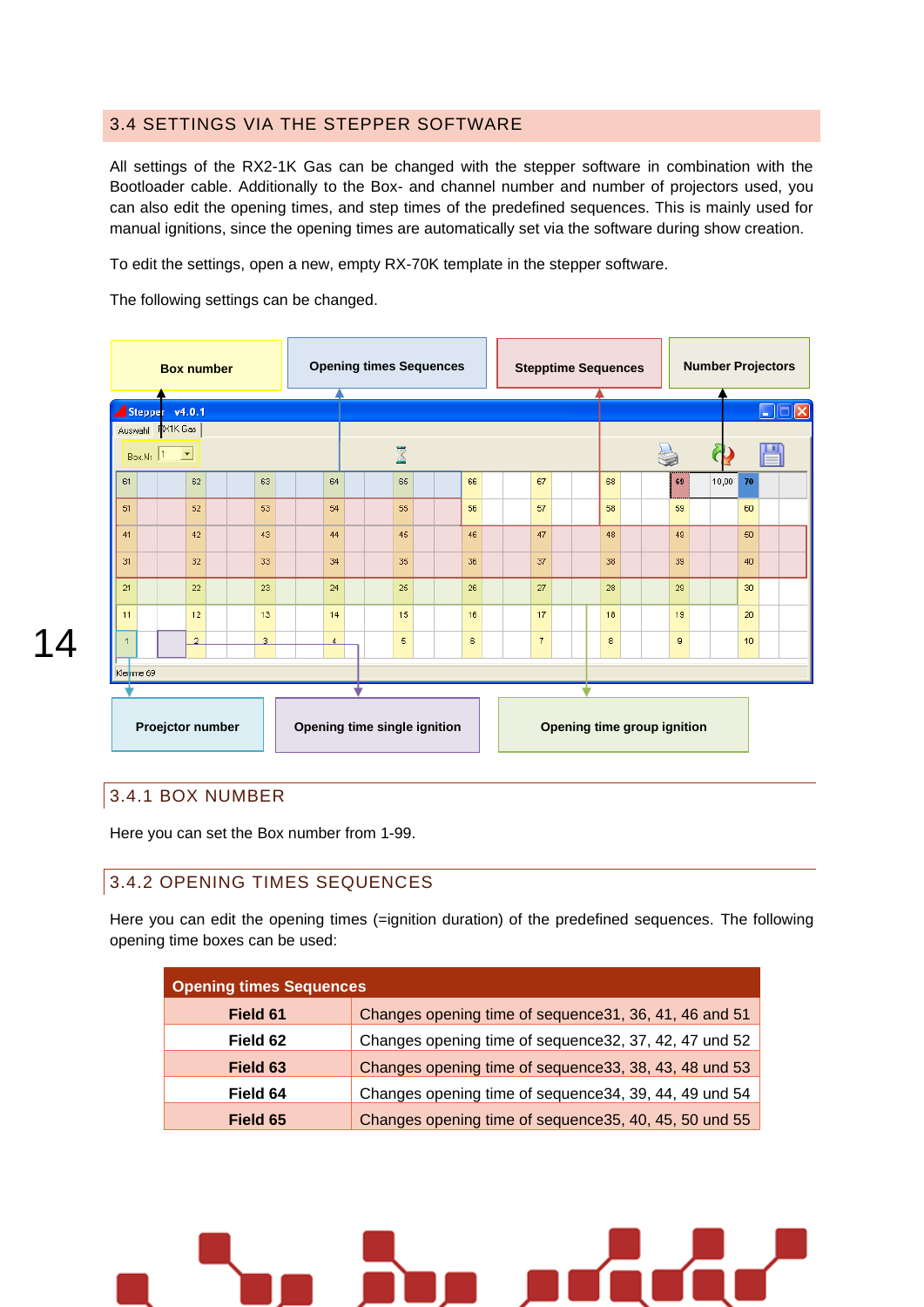## 3.4 SETTINGS VIA THE STEPPER SOFTWARE

All settings of the RX2-1K Gas can be changed with the stepper software in combination with the Bootloader cable. Additionally to the Box- and channel number and number of projectors used, you can also edit the opening times, and step times of the predefined sequences. This is mainly used for manual ignitions, since the opening times are automatically set via the software during show creation.

To edit the settings, open a new, empty RX-70K template in the stepper software.

The following settings can be changed.

Box number | Opening times Sequences | Stepptime Sequences | Number Projectors

Proejctor number | Opening time single ignition | Opening time group ignition

### 3.4.1 BOX NUMBER

Here you can set the Box number from 1-99.

### 3.4.2 OPENING TIMES SEQUENCES

Here you can edit the opening times (=ignition duration) of the predefined sequences. The following opening time boxes can be used:

| Opening times Sequences | |
|---|---|
| **Field 61** | Changes opening time of sequence31, 36, 41, 46 and 51 |
| **Field 62** | Changes opening time of sequence32, 37, 42, 47 und 52 |
| **Field 63** | Changes opening time of sequence33, 38, 43, 48 und 53 |
| **Field 64** | Changes opening time of sequence34, 39, 44, 49 und 54 |
| **Field 65** | Changes opening time of sequence35, 40, 45, 50 und 55 |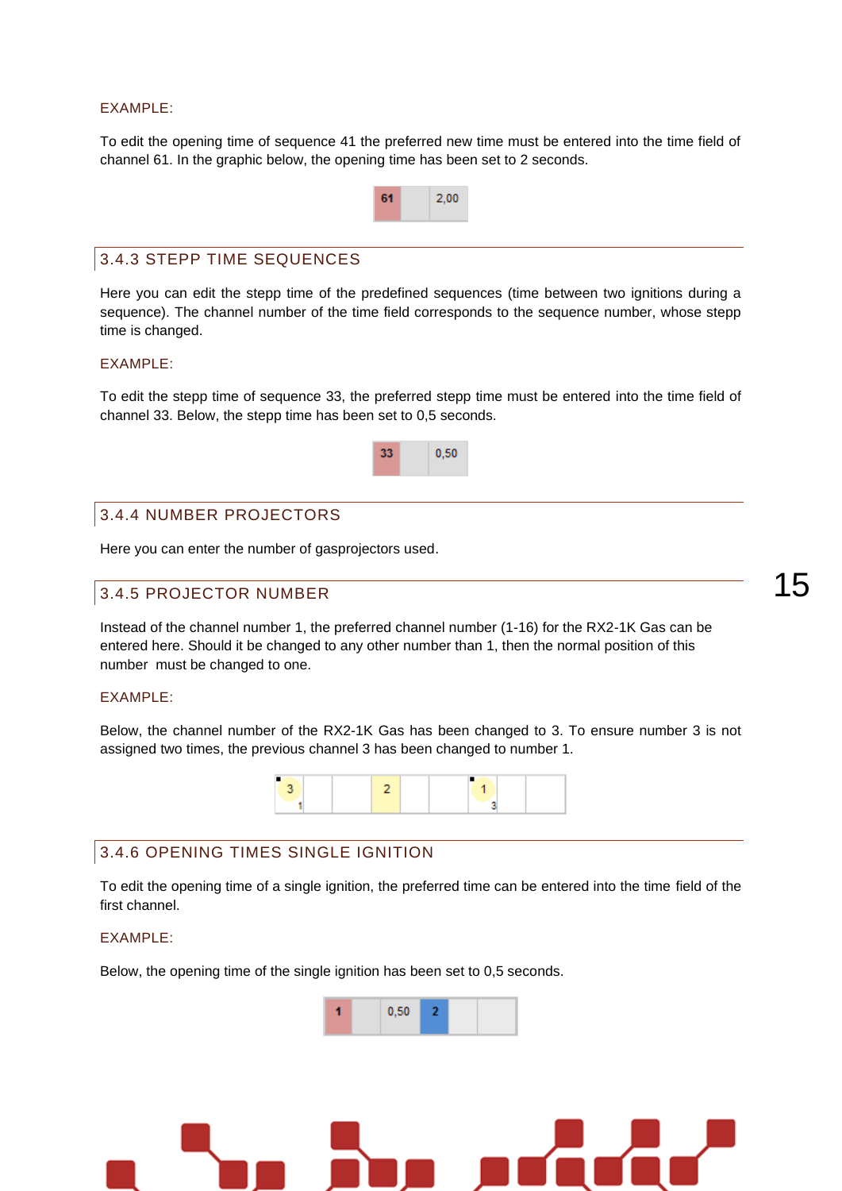EXAMPLE:

To edit the opening time of sequence 41 the preferred new time must be entered into the time field of channel 61. In the graphic below, the opening time has been set to 2 seconds.

| 61 | | 2,00 |
|---|---|---|

### 3.4.3 STEPP TIME SEQUENCES

Here you can edit the stepp time of the predefined sequences (time between two ignitions during a sequence). The channel number of the time field corresponds to the sequence number, whose stepp time is changed.

EXAMPLE:

To edit the stepp time of sequence 33, the preferred stepp time must be entered into the time field of channel 33. Below, the stepp time has been set to 0,5 seconds.

| 33 | | 0,50 |
|---|---|---|

### 3.4.4 NUMBER PROJECTORS

Here you can enter the number of gasprojectors used.

### 3.4.5 PROJECTOR NUMBER

Instead of the channel number 1, the preferred channel number (1-16) for the RX2-1K Gas can be entered here. Should it be changed to any other number than 1, then the normal position of this number must be changed to one.

EXAMPLE:

Below, the channel number of the RX2-1K Gas has been changed to 3. To ensure number 3 is not assigned two times, the previous channel 3 has been changed to number 1.

| 3 (1) | | | 2 | | | 1 (3) | | |
|---|---|---|---|---|---|---|---|---|

### 3.4.6 OPENING TIMES SINGLE IGNITION

To edit the opening time of a single ignition, the preferred time can be entered into the time field of the first channel.

EXAMPLE:

Below, the opening time of the single ignition has been set to 0,5 seconds.

| 1 | | 0,50 | 2 | | |
|---|---|---|---|---|---|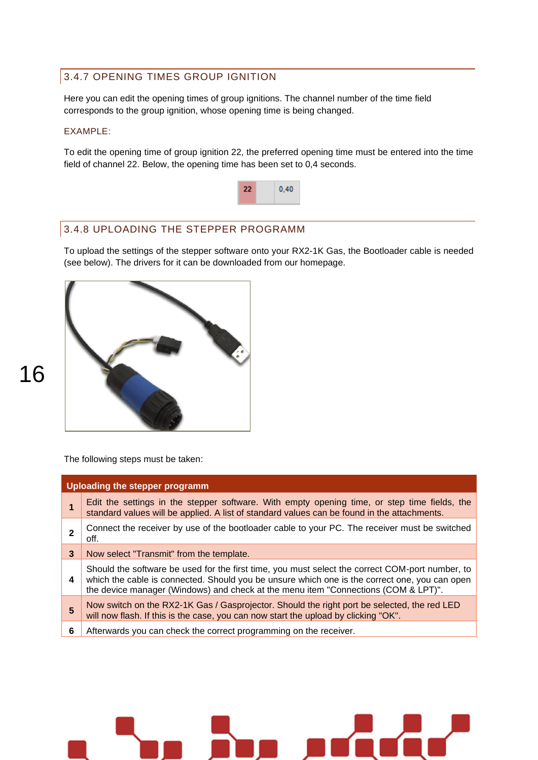## 3.4.7 OPENING TIMES GROUP IGNITION

Here you can edit the opening times of group ignitions. The channel number of the time field corresponds to the group ignition, whose opening time is being changed.

EXAMPLE:

To edit the opening time of group ignition 22, the preferred opening time must be entered into the time field of channel 22. Below, the opening time has been set to 0,4 seconds.

| 22 | 0,40 |
|---|---|

## 3.4.8 UPLOADING THE STEPPER PROGRAMM

To upload the settings of the stepper software onto your RX2-1K Gas, the Bootloader cable is needed (see below). The drivers for it can be downloaded from our homepage.

The following steps must be taken:

| Uploading the stepper programm | |
|---|---|
| 1 | Edit the settings in the stepper software. With empty opening time, or step time fields, the standard values will be applied. A list of standard values can be found in the attachments. |
| 2 | Connect the receiver by use of the bootloader cable to your PC. The receiver must be switched off. |
| 3 | Now select "Transmit" from the template. |
| 4 | Should the software be used for the first time, you must select the correct COM-port number, to which the cable is connected. Should you be unsure which one is the correct one, you can open the device manager (Windows) and check at the menu item "Connections (COM & LPT)". |
| 5 | Now switch on the RX2-1K Gas / Gasprojector. Should the right port be selected, the red LED will now flash. If this is the case, you can now start the upload by clicking "OK". |
| 6 | Afterwards you can check the correct programming on the receiver. |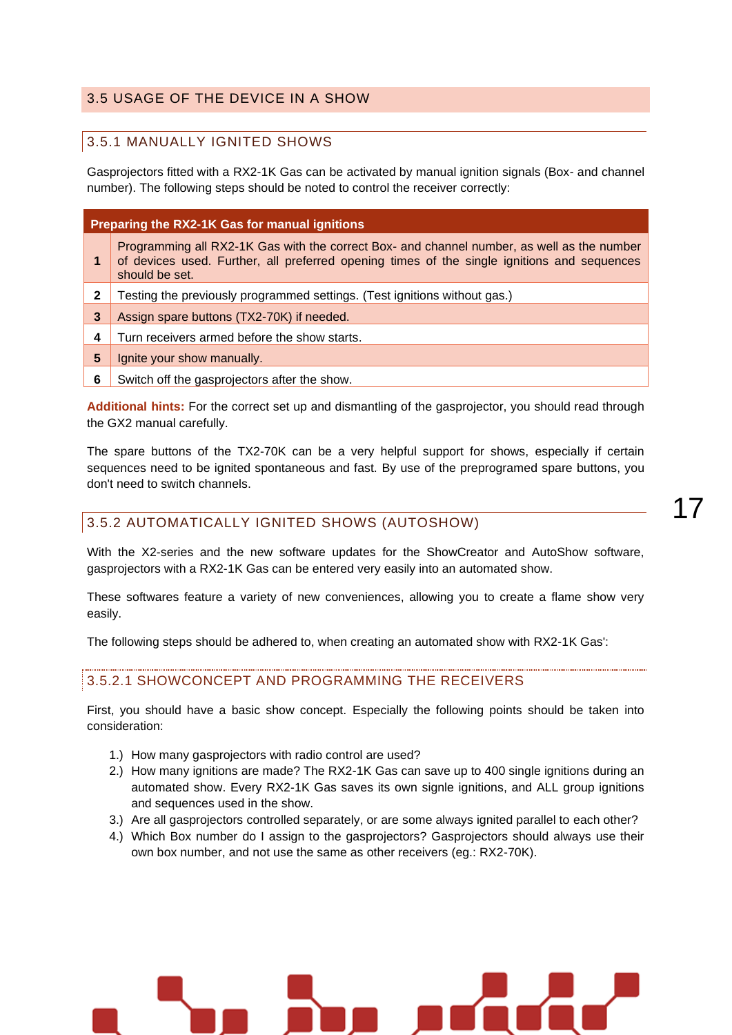## 3.5 USAGE OF THE DEVICE IN A SHOW

### 3.5.1 MANUALLY IGNITED SHOWS

Gasprojectors fitted with a RX2-1K Gas can be activated by manual ignition signals (Box- and channel number). The following steps should be noted to control the receiver correctly:

| Preparing the RX2-1K Gas for manual ignitions | |
|---|---|
| **1** | Programming all RX2-1K Gas with the correct Box- and channel number, as well as the number of devices used. Further, all preferred opening times of the single ignitions and sequences should be set. |
| **2** | Testing the previously programmed settings. (Test ignitions without gas.) |
| **3** | Assign spare buttons (TX2-70K) if needed. |
| **4** | Turn receivers armed before the show starts. |
| **5** | Ignite your show manually. |
| **6** | Switch off the gasprojectors after the show. |

**Additional hints:** For the correct set up and dismantling of the gasprojector, you should read through the GX2 manual carefully.

The spare buttons of the TX2-70K can be a very helpful support for shows, especially if certain sequences need to be ignited spontaneous and fast. By use of the preprogramed spare buttons, you don't need to switch channels.

### 3.5.2 AUTOMATICALLY IGNITED SHOWS (AUTOSHOW)

With the X2-series and the new software updates for the ShowCreator and AutoShow software, gasprojectors with a RX2-1K Gas can be entered very easily into an automated show.

These softwares feature a variety of new conveniences, allowing you to create a flame show very easily.

The following steps should be adhered to, when creating an automated show with RX2-1K Gas':

#### 3.5.2.1 SHOWCONCEPT AND PROGRAMMING THE RECEIVERS

First, you should have a basic show concept. Especially the following points should be taken into consideration:

1.) How many gasprojectors with radio control are used?
2.) How many ignitions are made? The RX2-1K Gas can save up to 400 single ignitions during an automated show. Every RX2-1K Gas saves its own signle ignitions, and ALL group ignitions and sequences used in the show.
3.) Are all gasprojectors controlled separately, or are some always ignited parallel to each other?
4.) Which Box number do I assign to the gasprojectors? Gasprojectors should always use their own box number, and not use the same as other receivers (eg.: RX2-70K).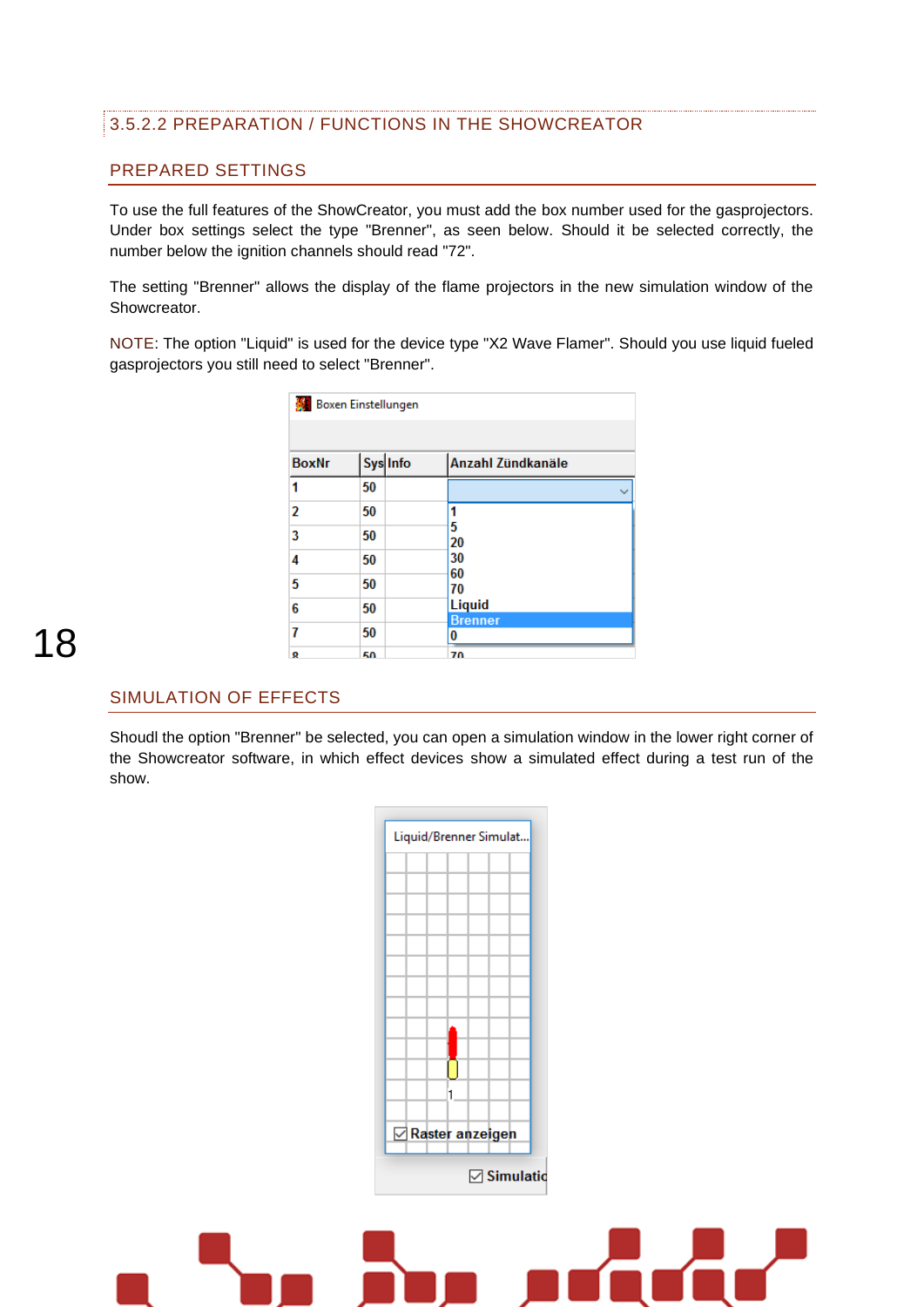### 3.5.2.2 PREPARATION / FUNCTIONS IN THE SHOWCREATOR

#### PREPARED SETTINGS

To use the full features of the ShowCreator, you must add the box number used for the gasprojectors. Under box settings select the type "Brenner", as seen below. Should it be selected correctly, the number below the ignition channels should read "72".

The setting "Brenner" allows the display of the flame projectors in the new simulation window of the Showcreator.

NOTE: The option "Liquid" is used for the device type "X2 Wave Flamer". Should you use liquid fueled gasprojectors you still need to select "Brenner".

#### SIMULATION OF EFFECTS

Shoudl the option "Brenner" be selected, you can open a simulation window in the lower right corner of the Showcreator software, in which effect devices show a simulated effect during a test run of the show.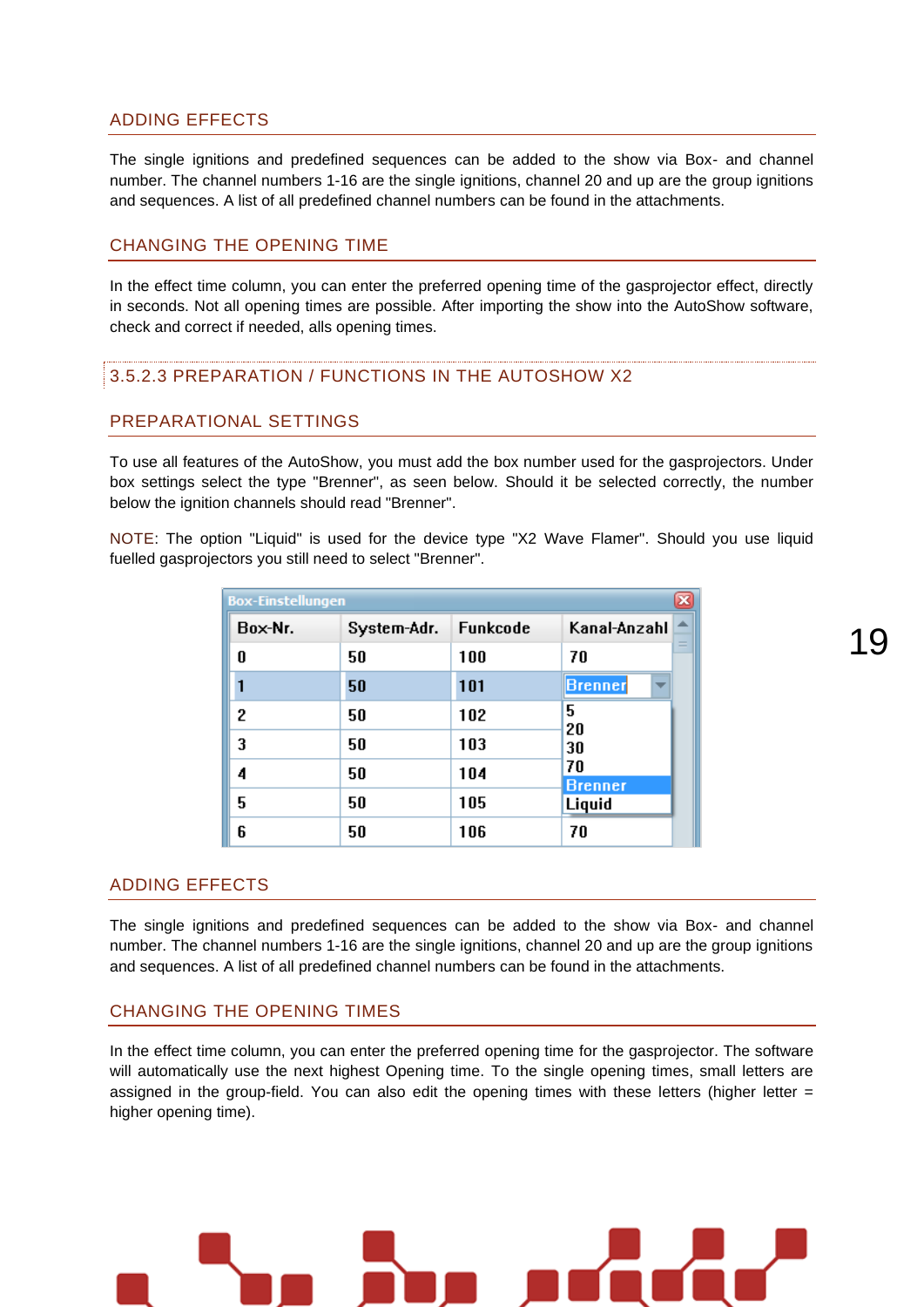## ADDING EFFECTS

The single ignitions and predefined sequences can be added to the show via Box- and channel number. The channel numbers 1-16 are the single ignitions, channel 20 and up are the group ignitions and sequences. A list of all predefined channel numbers can be found in the attachments.

## CHANGING THE OPENING TIME

In the effect time column, you can enter the preferred opening time of the gasprojector effect, directly in seconds. Not all opening times are possible. After importing the show into the AutoShow software, check and correct if needed, alls opening times.

# 3.5.2.3 PREPARATION / FUNCTIONS IN THE AUTOSHOW X2

## PREPARATIONAL SETTINGS

To use all features of the AutoShow, you must add the box number used for the gasprojectors. Under box settings select the type "Brenner", as seen below. Should it be selected correctly, the number below the ignition channels should read "Brenner".

NOTE: The option "Liquid" is used for the device type "X2 Wave Flamer". Should you use liquid fuelled gasprojectors you still need to select "Brenner".

Box-Einstellungen

| Box-Nr. | System-Adr. | Funkcode | Kanal-Anzahl |
|---|---|---|---|
| 0 | 50 | 100 | 70 |
| 1 | 50 | 101 | Brenner |
| 2 | 50 | 102 | 5 / 20 |
| 3 | 50 | 103 | 30 / 70 |
| 4 | 50 | 104 | Brenner |
| 5 | 50 | 105 | Liquid |
| 6 | 50 | 106 | 70 |

## ADDING EFFECTS

The single ignitions and predefined sequences can be added to the show via Box- and channel number. The channel numbers 1-16 are the single ignitions, channel 20 and up are the group ignitions and sequences. A list of all predefined channel numbers can be found in the attachments.

## CHANGING THE OPENING TIMES

In the effect time column, you can enter the preferred opening time for the gasprojector. The software will automatically use the next highest Opening time. To the single opening times, small letters are assigned in the group-field. You can also edit the opening times with these letters (higher letter = higher opening time).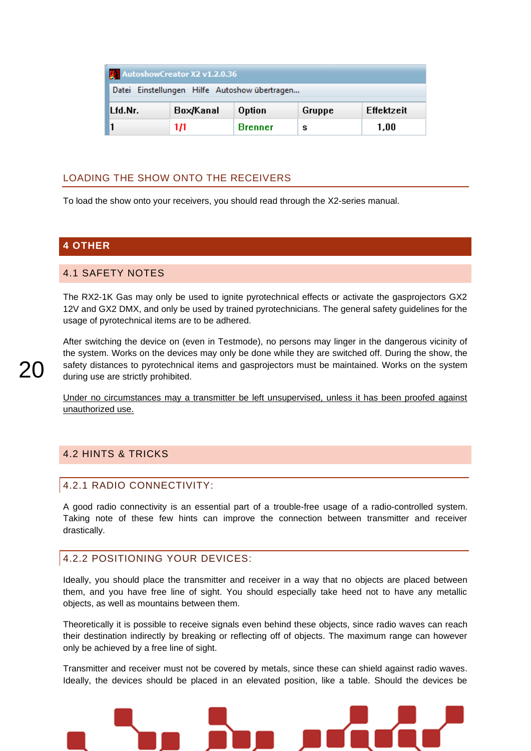AutoshowCreator X2 v1.2.0.36

Datei Einstellungen Hilfe Autoshow übertragen...

| Lfd.Nr. | Box/Kanal | Option | Gruppe | Effektzeit |
|---|---|---|---|---|
| 1 | 1/1 | Brenner | s | 1,00 |

## LOADING THE SHOW ONTO THE RECEIVERS

To load the show onto your receivers, you should read through the X2-series manual.

# 4 OTHER

## 4.1 SAFETY NOTES

The RX2-1K Gas may only be used to ignite pyrotechnical effects or activate the gasprojectors GX2 12V and GX2 DMX, and only be used by trained pyrotechnicians. The general safety guidelines for the usage of pyrotechnical items are to be adhered.

After switching the device on (even in Testmode), no persons may linger in the dangerous vicinity of the system. Works on the devices may only be done while they are switched off. During the show, the safety distances to pyrotechnical items and gasprojectors must be maintained. Works on the system during use are strictly prohibited.

<u>Under no circumstances may a transmitter be left unsupervised, unless it has been proofed against unauthorized use.</u>

## 4.2 HINTS & TRICKS

### 4.2.1 RADIO CONNECTIVITY:

A good radio connectivity is an essential part of a trouble-free usage of a radio-controlled system. Taking note of these few hints can improve the connection between transmitter and receiver drastically.

### 4.2.2 POSITIONING YOUR DEVICES:

Ideally, you should place the transmitter and receiver in a way that no objects are placed between them, and you have free line of sight. You should especially take heed not to have any metallic objects, as well as mountains between them.

Theoretically it is possible to receive signals even behind these objects, since radio waves can reach their destination indirectly by breaking or reflecting off of objects. The maximum range can however only be achieved by a free line of sight.

Transmitter and receiver must not be covered by metals, since these can shield against radio waves. Ideally, the devices should be placed in an elevated position, like a table. Should the devices be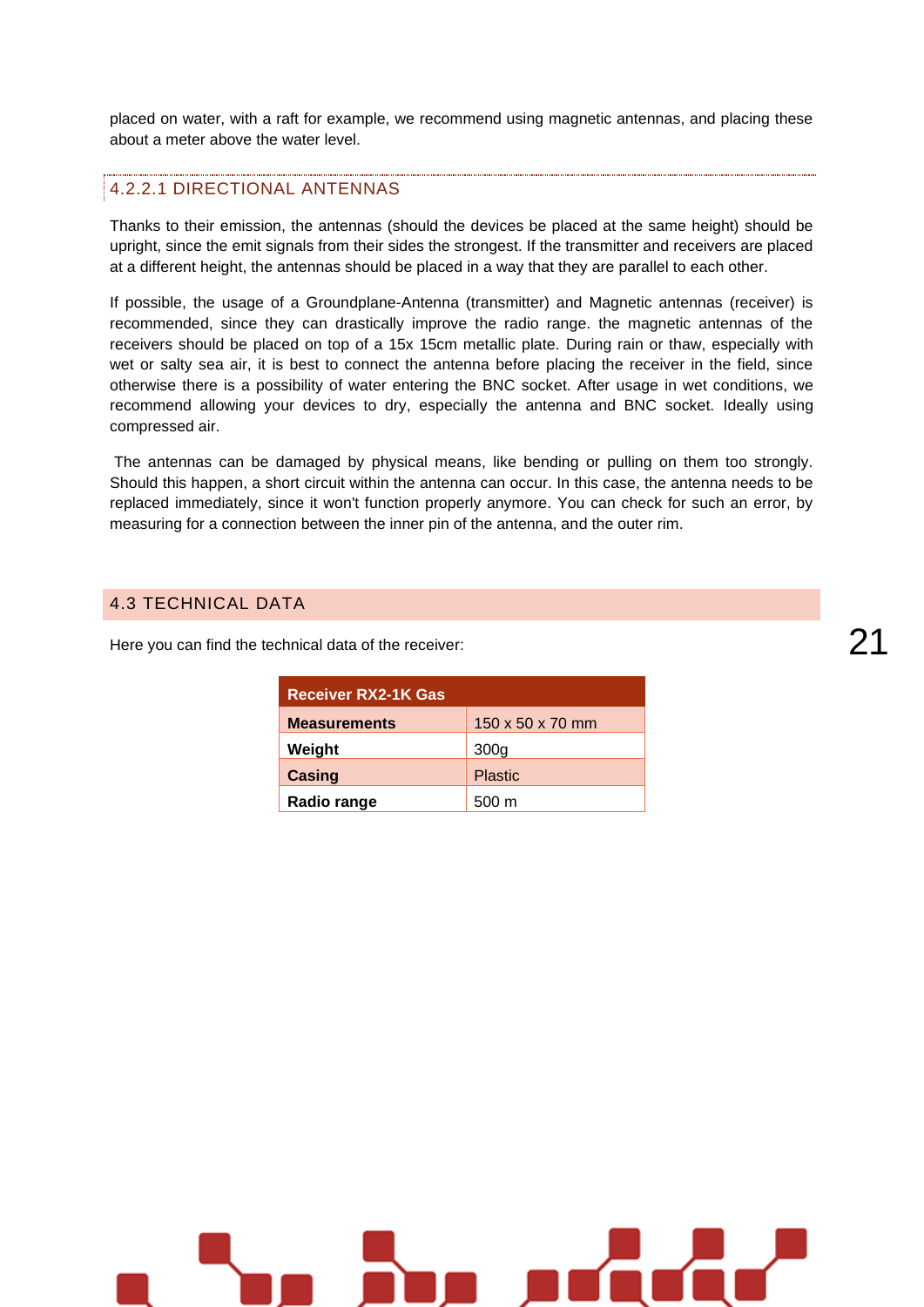placed on water, with a raft for example, we recommend using magnetic antennas, and placing these about a meter above the water level.

#### 4.2.2.1 DIRECTIONAL ANTENNAS

Thanks to their emission, the antennas (should the devices be placed at the same height) should be upright, since the emit signals from their sides the strongest. If the transmitter and receivers are placed at a different height, the antennas should be placed in a way that they are parallel to each other.

If possible, the usage of a Groundplane-Antenna (transmitter) and Magnetic antennas (receiver) is recommended, since they can drastically improve the radio range. the magnetic antennas of the receivers should be placed on top of a 15x 15cm metallic plate. During rain or thaw, especially with wet or salty sea air, it is best to connect the antenna before placing the receiver in the field, since otherwise there is a possibility of water entering the BNC socket. After usage in wet conditions, we recommend allowing your devices to dry, especially the antenna and BNC socket. Ideally using compressed air.

The antennas can be damaged by physical means, like bending or pulling on them too strongly. Should this happen, a short circuit within the antenna can occur. In this case, the antenna needs to be replaced immediately, since it won't function properly anymore. You can check for such an error, by measuring for a connection between the inner pin of the antenna, and the outer rim.

## 4.3 TECHNICAL DATA

Here you can find the technical data of the receiver:

| Receiver RX2-1K Gas | |
|---|---|
| **Measurements** | 150 x 50 x 70 mm |
| **Weight** | 300g |
| **Casing** | Plastic |
| **Radio range** | 500 m |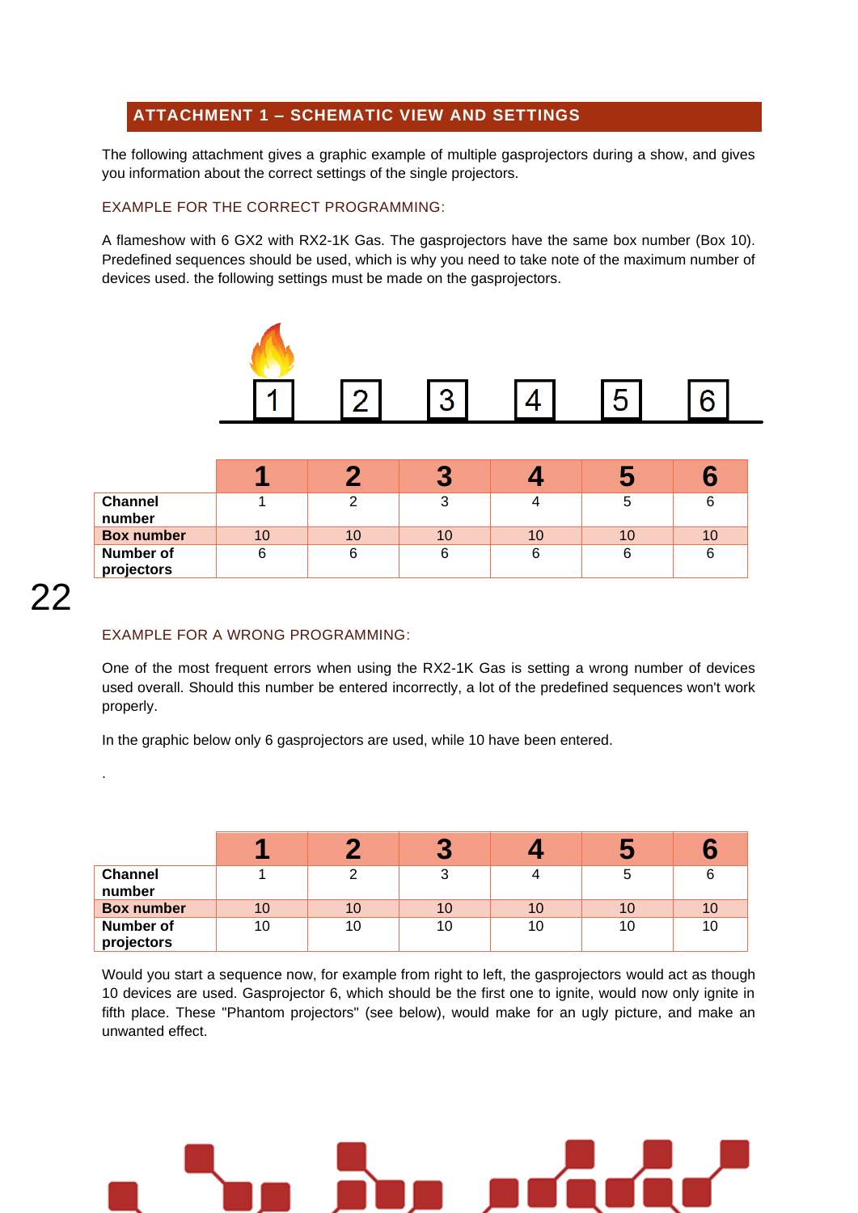## ATTACHMENT 1 – SCHEMATIC VIEW AND SETTINGS

The following attachment gives a graphic example of multiple gasprojectors during a show, and gives you information about the correct settings of the single projectors.

### EXAMPLE FOR THE CORRECT PROGRAMMING:

A flameshow with 6 GX2 with RX2-1K Gas. The gasprojectors have the same box number (Box 10). Predefined sequences should be used, which is why you need to take note of the maximum number of devices used. the following settings must be made on the gasprojectors.

1 2 3 4 5 6

| | 1 | 2 | 3 | 4 | 5 | 6 |
|---|---|---|---|---|---|---|
| **Channel number** | 1 | 2 | 3 | 4 | 5 | 6 |
| **Box number** | 10 | 10 | 10 | 10 | 10 | 10 |
| **Number of projectors** | 6 | 6 | 6 | 6 | 6 | 6 |

### EXAMPLE FOR A WRONG PROGRAMMING:

One of the most frequent errors when using the RX2-1K Gas is setting a wrong number of devices used overall. Should this number be entered incorrectly, a lot of the predefined sequences won't work properly.

In the graphic below only 6 gasprojectors are used, while 10 have been entered.

.

| | 1 | 2 | 3 | 4 | 5 | 6 |
|---|---|---|---|---|---|---|
| **Channel number** | 1 | 2 | 3 | 4 | 5 | 6 |
| **Box number** | 10 | 10 | 10 | 10 | 10 | 10 |
| **Number of projectors** | 10 | 10 | 10 | 10 | 10 | 10 |

Would you start a sequence now, for example from right to left, the gasprojectors would act as though 10 devices are used. Gasprojector 6, which should be the first one to ignite, would now only ignite in fifth place. These "Phantom projectors" (see below), would make for an ugly picture, and make an unwanted effect.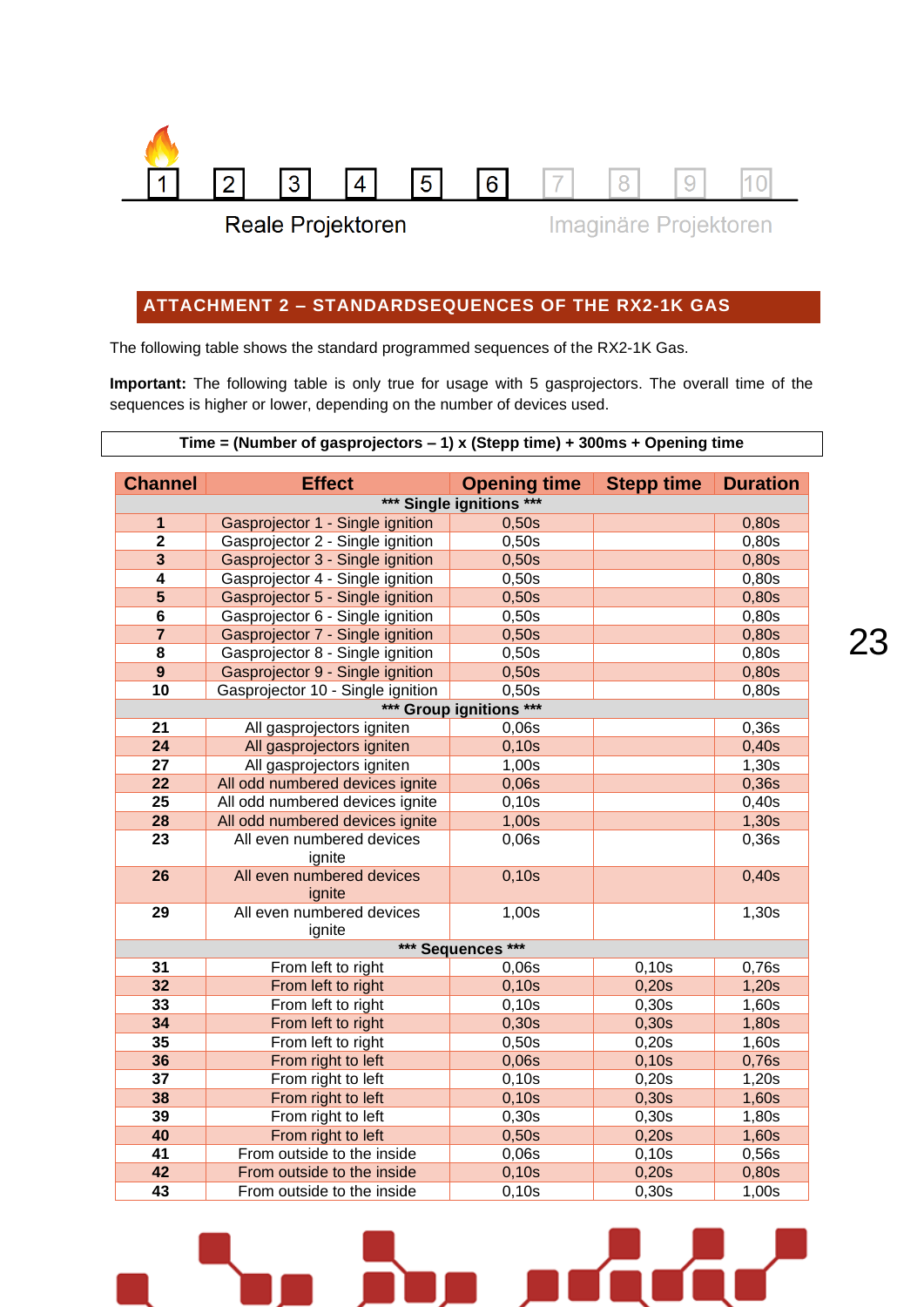1 2 3 4 5 6 7 8 9 10

Reale Projektoren — Imaginäre Projektoren

## ATTACHMENT 2 – STANDARDSEQUENCES OF THE RX2-1K GAS

The following table shows the standard programmed sequences of the RX2-1K Gas.

**Important:** The following table is only true for usage with 5 gasprojectors. The overall time of the sequences is higher or lower, depending on the number of devices used.

**Time = (Number of gasprojectors – 1) x (Stepp time) + 300ms + Opening time**

| Channel | Effect | Opening time | Stepp time | Duration |
|---|---|---|---|---|
| | *** Single ignitions *** | | | |
| 1 | Gasprojector 1 - Single ignition | 0,50s | | 0,80s |
| 2 | Gasprojector 2 - Single ignition | 0,50s | | 0,80s |
| 3 | Gasprojector 3 - Single ignition | 0,50s | | 0,80s |
| 4 | Gasprojector 4 - Single ignition | 0,50s | | 0,80s |
| 5 | Gasprojector 5 - Single ignition | 0,50s | | 0,80s |
| 6 | Gasprojector 6 - Single ignition | 0,50s | | 0,80s |
| 7 | Gasprojector 7 - Single ignition | 0,50s | | 0,80s |
| 8 | Gasprojector 8 - Single ignition | 0,50s | | 0,80s |
| 9 | Gasprojector 9 - Single ignition | 0,50s | | 0,80s |
| 10 | Gasprojector 10 - Single ignition | 0,50s | | 0,80s |
| | *** Group ignitions *** | | | |
| 21 | All gasprojectors igniten | 0,06s | | 0,36s |
| 24 | All gasprojectors igniten | 0,10s | | 0,40s |
| 27 | All gasprojectors igniten | 1,00s | | 1,30s |
| 22 | All odd numbered devices ignite | 0,06s | | 0,36s |
| 25 | All odd numbered devices ignite | 0,10s | | 0,40s |
| 28 | All odd numbered devices ignite | 1,00s | | 1,30s |
| 23 | All even numbered devices ignite | 0,06s | | 0,36s |
| 26 | All even numbered devices ignite | 0,10s | | 0,40s |
| 29 | All even numbered devices ignite | 1,00s | | 1,30s |
| | *** Sequences *** | | | |
| 31 | From left to right | 0,06s | 0,10s | 0,76s |
| 32 | From left to right | 0,10s | 0,20s | 1,20s |
| 33 | From left to right | 0,10s | 0,30s | 1,60s |
| 34 | From left to right | 0,30s | 0,30s | 1,80s |
| 35 | From left to right | 0,50s | 0,20s | 1,60s |
| 36 | From right to left | 0,06s | 0,10s | 0,76s |
| 37 | From right to left | 0,10s | 0,20s | 1,20s |
| 38 | From right to left | 0,10s | 0,30s | 1,60s |
| 39 | From right to left | 0,30s | 0,30s | 1,80s |
| 40 | From right to left | 0,50s | 0,20s | 1,60s |
| 41 | From outside to the inside | 0,06s | 0,10s | 0,56s |
| 42 | From outside to the inside | 0,10s | 0,20s | 0,80s |
| 43 | From outside to the inside | 0,10s | 0,30s | 1,00s |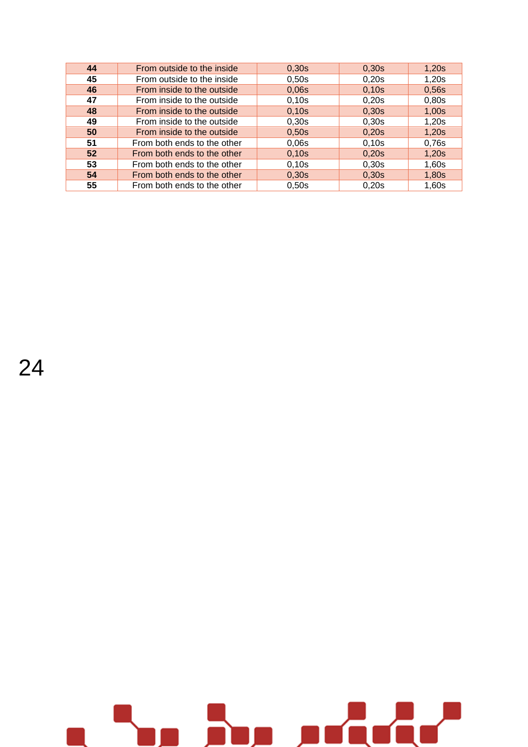| 44 | From outside to the inside | 0,30s | 0,30s | 1,20s |
|---|---|---|---|---|
| 45 | From outside to the inside | 0,50s | 0,20s | 1,20s |
| 46 | From inside to the outside | 0,06s | 0,10s | 0,56s |
| 47 | From inside to the outside | 0,10s | 0,20s | 0,80s |
| 48 | From inside to the outside | 0,10s | 0,30s | 1,00s |
| 49 | From inside to the outside | 0,30s | 0,30s | 1,20s |
| 50 | From inside to the outside | 0,50s | 0,20s | 1,20s |
| 51 | From both ends to the other | 0,06s | 0,10s | 0,76s |
| 52 | From both ends to the other | 0,10s | 0,20s | 1,20s |
| 53 | From both ends to the other | 0,10s | 0,30s | 1,60s |
| 54 | From both ends to the other | 0,30s | 0,30s | 1,80s |
| 55 | From both ends to the other | 0,50s | 0,20s | 1,60s |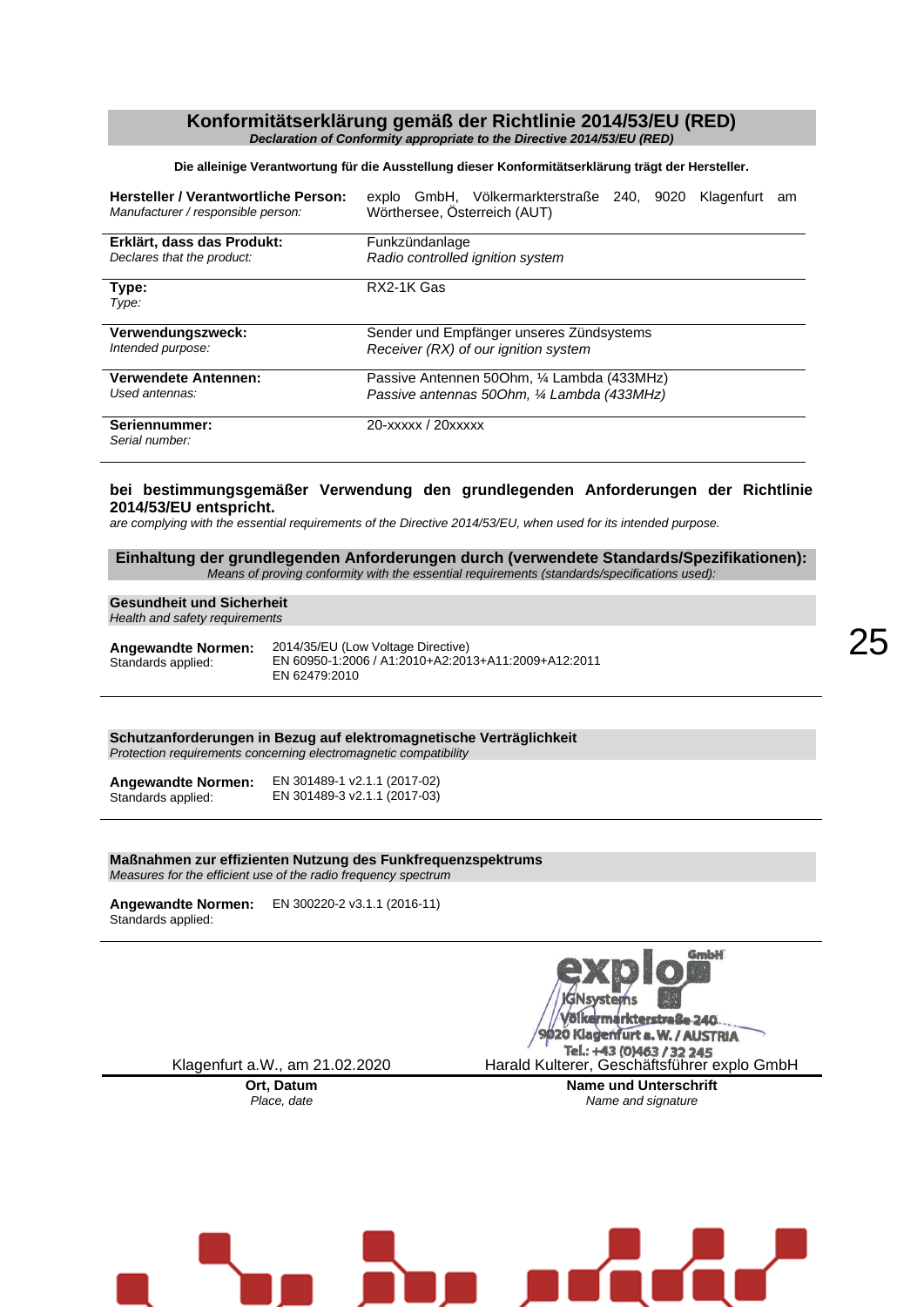# Konformitätserklärung gemäß der Richtlinie 2014/53/EU (RED)

*Declaration of Conformity appropriate to the Directive 2014/53/EU (RED)*

**Die alleinige Verantwortung für die Ausstellung dieser Konformitätserklärung trägt der Hersteller.**

| | |
|---|---|
| **Hersteller / Verantwortliche Person:**<br>*Manufacturer / responsible person:* | explo GmbH, Völkermarkterstraße 240, 9020 Klagenfurt am Wörthersee, Österreich (AUT) |
| **Erklärt, dass das Produkt:**<br>*Declares that the product:* | Funkzündanlage<br>*Radio controlled ignition system* |
| **Type:**<br>*Type:* | RX2-1K Gas |
| **Verwendungszweck:**<br>*Intended purpose:* | Sender und Empfänger unseres Zündsystems<br>*Receiver (RX) of our ignition system* |
| **Verwendete Antennen:**<br>*Used antennas:* | Passive Antennen 50Ohm, ¼ Lambda (433MHz)<br>*Passive antennas 50Ohm, ¼ Lambda (433MHz)* |
| **Seriennummer:**<br>*Serial number:* | 20-xxxxx / 20xxxxx |

**bei bestimmungsgemäßer Verwendung den grundlegenden Anforderungen der Richtlinie 2014/53/EU entspricht.**

*are complying with the essential requirements of the Directive 2014/53/EU, when used for its intended purpose.*

## Einhaltung der grundlegenden Anforderungen durch (verwendete Standards/Spezifikationen):

*Means of proving conformity with the essential requirements (standards/specifications used):*

### Gesundheit und Sicherheit

*Health and safety requirements*

**Angewandte Normen:**
Standards applied:

2014/35/EU (Low Voltage Directive)
EN 60950-1:2006 / A1:2010+A2:2013+A11:2009+A12:2011
EN 62479:2010

### Schutzanforderungen in Bezug auf elektromagnetische Verträglichkeit

*Protection requirements concerning electromagnetic compatibility*

**Angewandte Normen:**
Standards applied:

EN 301489-1 v2.1.1 (2017-02)
EN 301489-3 v2.1.1 (2017-03)

### Maßnahmen zur effizienten Nutzung des Funkfrequenzspektrums

*Measures for the efficient use of the radio frequency spectrum*

**Angewandte Normen:**
Standards applied:

EN 300220-2 v3.1.1 (2016-11)

explo GmbH
IGNsystems
Völkermarkterstraße 240
9020 Klagenfurt a. W. / AUSTRIA
Tel.: +43 (0)463 / 32 245

| | |
|---|---|
| Klagenfurt a.W., am 21.02.2020 | Harald Kulterer, Geschäftsführer explo GmbH |
| **Ort, Datum**<br>*Place, date* | **Name und Unterschrift**<br>*Name and signature* |